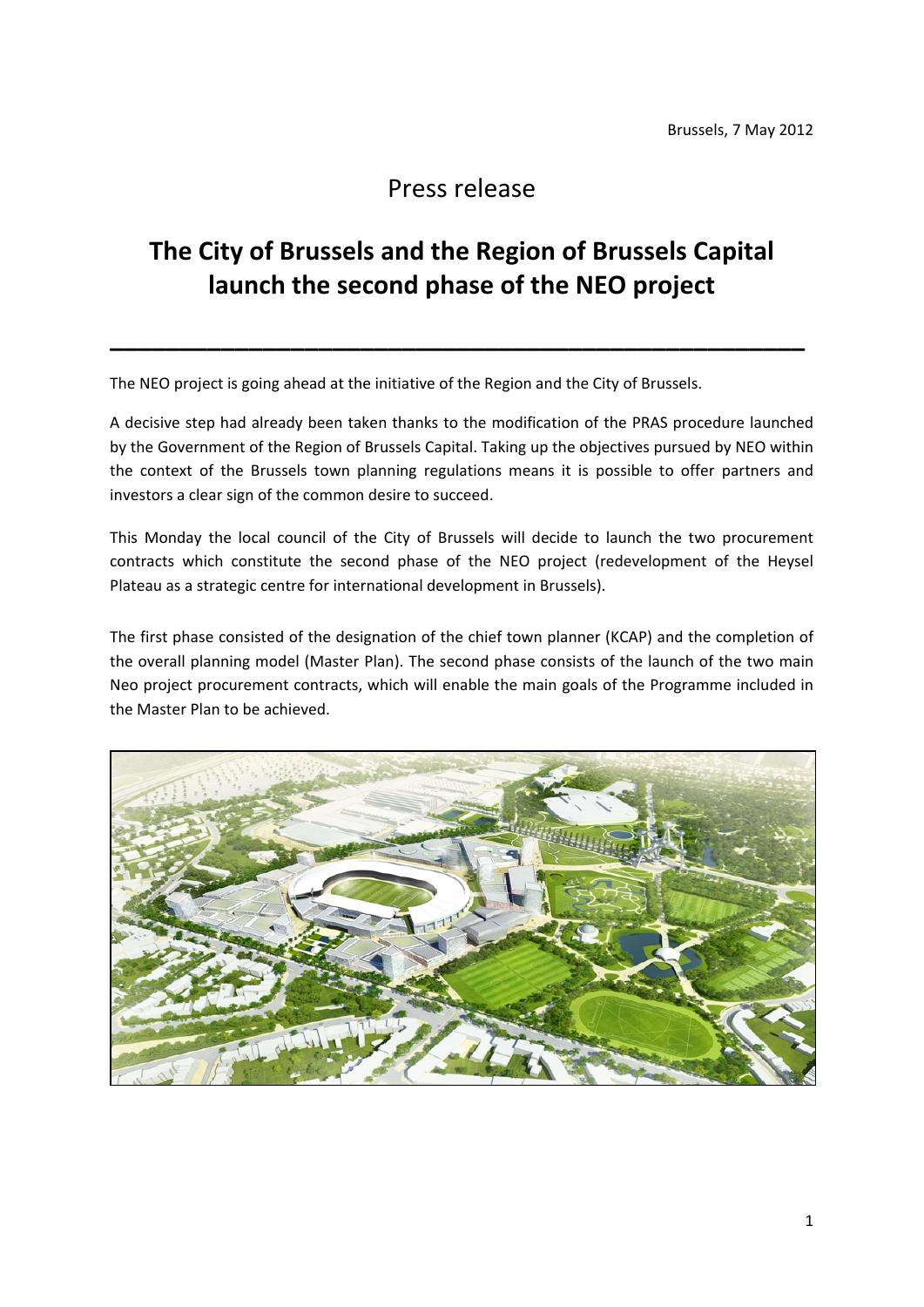Brussels, 7 May 2012

Press release

# The City of Brussels and the Region of Brussels Capital launch the second phase of the NEO project

---

The NEO project is going ahead at the initiative of the Region and the City of Brussels.

A decisive step had already been taken thanks to the modification of the PRAS procedure launched by the Government of the Region of Brussels Capital. Taking up the objectives pursued by NEO within the context of the Brussels town planning regulations means it is possible to offer partners and investors a clear sign of the common desire to succeed.

This Monday the local council of the City of Brussels will decide to launch the two procurement contracts which constitute the second phase of the NEO project (redevelopment of the Heysel Plateau as a strategic centre for international development in Brussels).

The first phase consisted of the designation of the chief town planner (KCAP) and the completion of the overall planning model (Master Plan). The second phase consists of the launch of the two main Neo project procurement contracts, which will enable the main goals of the Programme included in the Master Plan to be achieved.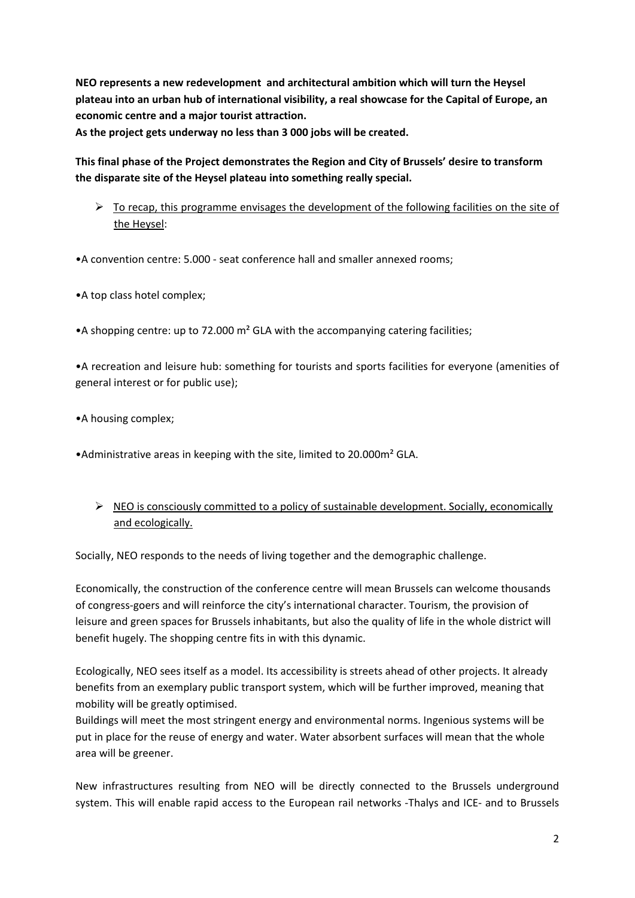**NEO represents a new redevelopment and architectural ambition which will turn the Heysel plateau into an urban hub of international visibility, a real showcase for the Capital of Europe, an economic centre and a major tourist attraction.**
**As the project gets underway no less than 3 000 jobs will be created.**

**This final phase of the Project demonstrates the Region and City of Brussels' desire to transform the disparate site of the Heysel plateau into something really special.**

- <u>To recap, this programme envisages the development of the following facilities on the site of the Heysel</u>:

•A convention centre: 5.000 - seat conference hall and smaller annexed rooms;

•A top class hotel complex;

•A shopping centre: up to 72.000 m² GLA with the accompanying catering facilities;

•A recreation and leisure hub: something for tourists and sports facilities for everyone (amenities of general interest or for public use);

•A housing complex;

•Administrative areas in keeping with the site, limited to 20.000m² GLA.

- <u>NEO is consciously committed to a policy of sustainable development. Socially, economically and ecologically.</u>

Socially, NEO responds to the needs of living together and the demographic challenge.

Economically, the construction of the conference centre will mean Brussels can welcome thousands of congress-goers and will reinforce the city's international character. Tourism, the provision of leisure and green spaces for Brussels inhabitants, but also the quality of life in the whole district will benefit hugely. The shopping centre fits in with this dynamic.

Ecologically, NEO sees itself as a model. Its accessibility is streets ahead of other projects. It already benefits from an exemplary public transport system, which will be further improved, meaning that mobility will be greatly optimised.
Buildings will meet the most stringent energy and environmental norms. Ingenious systems will be put in place for the reuse of energy and water. Water absorbent surfaces will mean that the whole area will be greener.

New infrastructures resulting from NEO will be directly connected to the Brussels underground system. This will enable rapid access to the European rail networks -Thalys and ICE- and to Brussels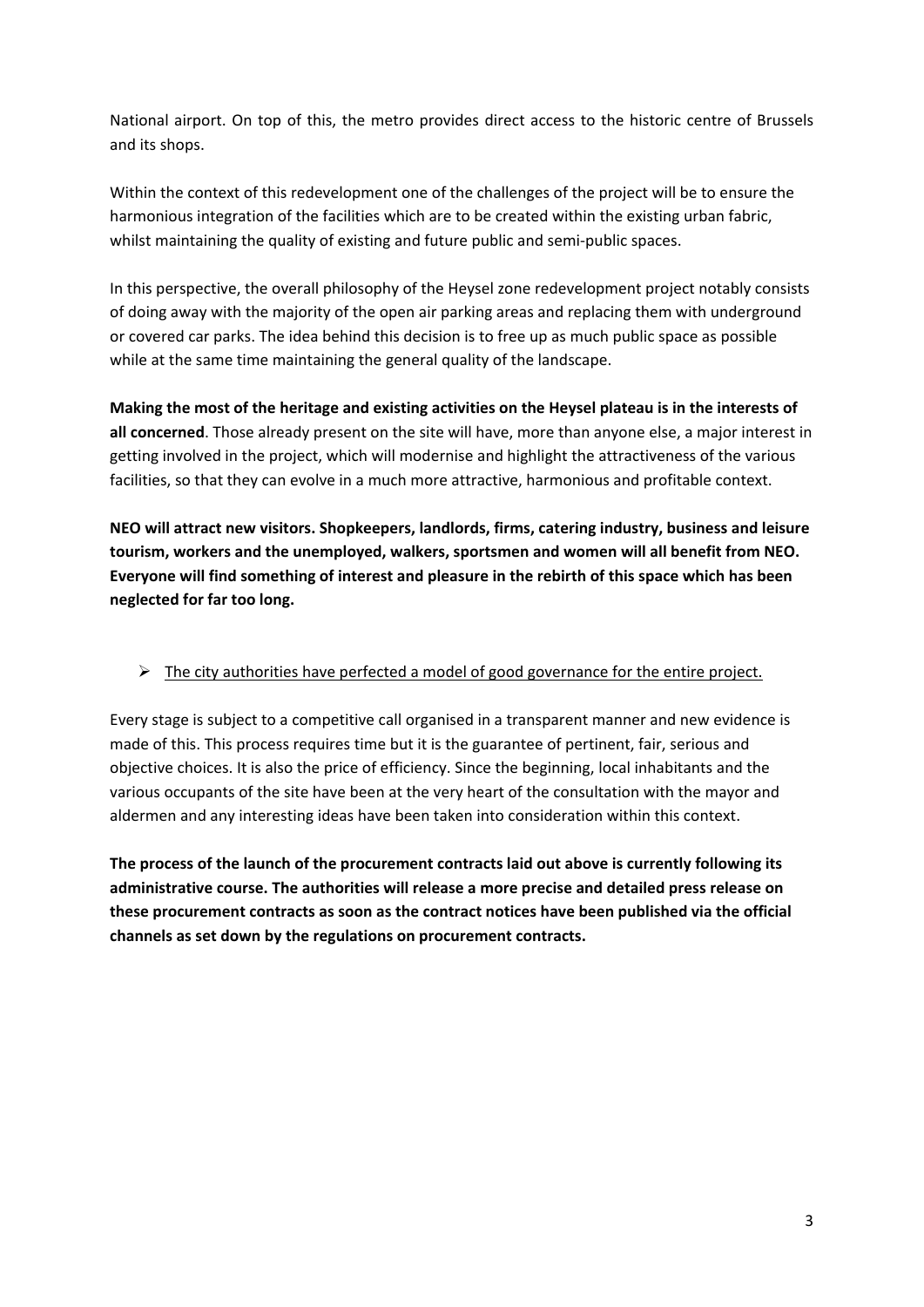National airport. On top of this, the metro provides direct access to the historic centre of Brussels and its shops.

Within the context of this redevelopment one of the challenges of the project will be to ensure the harmonious integration of the facilities which are to be created within the existing urban fabric, whilst maintaining the quality of existing and future public and semi-public spaces.

In this perspective, the overall philosophy of the Heysel zone redevelopment project notably consists of doing away with the majority of the open air parking areas and replacing them with underground or covered car parks. The idea behind this decision is to free up as much public space as possible while at the same time maintaining the general quality of the landscape.

**Making the most of the heritage and existing activities on the Heysel plateau is in the interests of all concerned**. Those already present on the site will have, more than anyone else, a major interest in getting involved in the project, which will modernise and highlight the attractiveness of the various facilities, so that they can evolve in a much more attractive, harmonious and profitable context.

**NEO will attract new visitors. Shopkeepers, landlords, firms, catering industry, business and leisure tourism, workers and the unemployed, walkers, sportsmen and women will all benefit from NEO. Everyone will find something of interest and pleasure in the rebirth of this space which has been neglected for far too long.**

- <u>The city authorities have perfected a model of good governance for the entire project.</u>

Every stage is subject to a competitive call organised in a transparent manner and new evidence is made of this. This process requires time but it is the guarantee of pertinent, fair, serious and objective choices. It is also the price of efficiency. Since the beginning, local inhabitants and the various occupants of the site have been at the very heart of the consultation with the mayor and aldermen and any interesting ideas have been taken into consideration within this context.

**The process of the launch of the procurement contracts laid out above is currently following its administrative course. The authorities will release a more precise and detailed press release on these procurement contracts as soon as the contract notices have been published via the official channels as set down by the regulations on procurement contracts.**